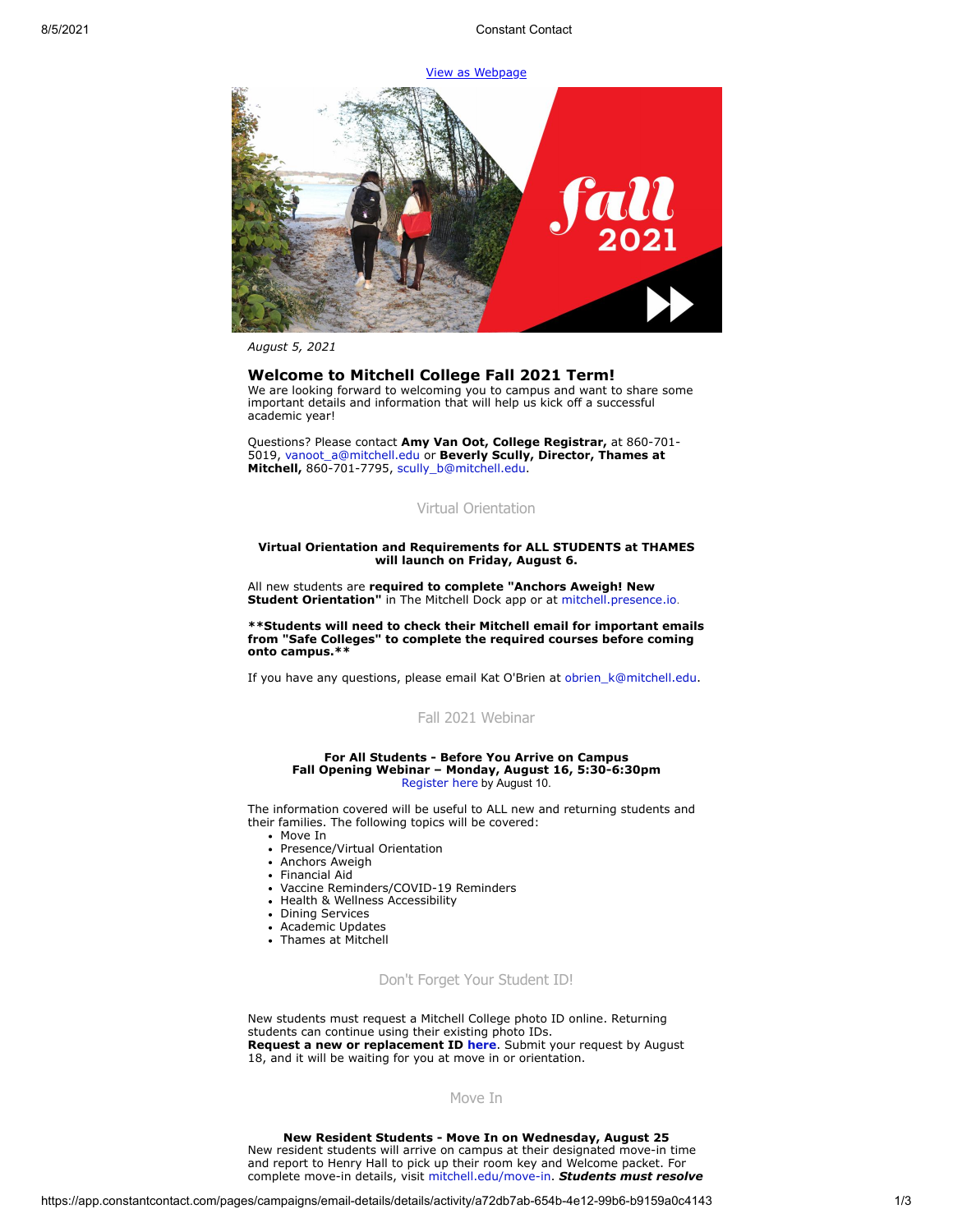View as Webpage

*August 5, 2021*

## Welcome to Mitchell College Fall 2021 Term!

We are looking forward to welcoming you to campus and want to share some important details and information that will help us kick off a successful academic year!

Questions? Please contact **Amy Van Oot, College Registrar,** at 860-701-5019, vanoot_a@mitchell.edu or **Beverly Scully, Director, Thames at Mitchell,** 860-701-7795, scully_b@mitchell.edu.

### Virtual Orientation

**Virtual Orientation and Requirements for ALL STUDENTS at THAMES will launch on Friday, August 6.**

All new students are **required to complete "Anchors Aweigh! New Student Orientation"** in The Mitchell Dock app or at mitchell.presence.io.

**\*\*Students will need to check their Mitchell email for important emails from "Safe Colleges" to complete the required courses before coming onto campus.\*\***

If you have any questions, please email Kat O'Brien at obrien_k@mitchell.edu.

### Fall 2021 Webinar

**For All Students - Before You Arrive on Campus**
**Fall Opening Webinar – Monday, August 16, 5:30-6:30pm**
Register here by August 10.

The information covered will be useful to ALL new and returning students and their families. The following topics will be covered:

- Move In
- Presence/Virtual Orientation
- Anchors Aweigh
- Financial Aid
- Vaccine Reminders/COVID-19 Reminders
- Health & Wellness Accessibility
- Dining Services
- Academic Updates
- Thames at Mitchell

### Don't Forget Your Student ID!

New students must request a Mitchell College photo ID online. Returning students can continue using their existing photo IDs.
**Request a new or replacement ID here**. Submit your request by August 18, and it will be waiting for you at move in or orientation.

### Move In

**New Resident Students - Move In on Wednesday, August 25**
New resident students will arrive on campus at their designated move-in time and report to Henry Hall to pick up their room key and Welcome packet. For complete move-in details, visit mitchell.edu/move-in. ***Students must resolve***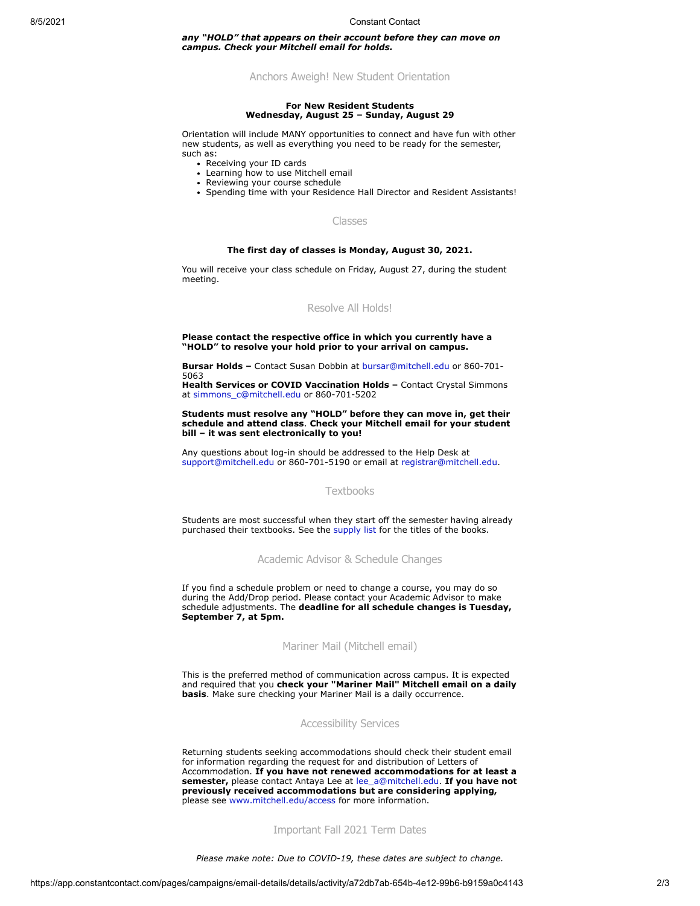***any "HOLD" that appears on their account before they can move on campus. Check your Mitchell email for holds.***

## Anchors Aweigh! New Student Orientation

**For New Resident Students**
**Wednesday, August 25 – Sunday, August 29**

Orientation will include MANY opportunities to connect and have fun with other new students, as well as everything you need to be ready for the semester, such as:

- Receiving your ID cards
- Learning how to use Mitchell email
- Reviewing your course schedule
- Spending time with your Residence Hall Director and Resident Assistants!

## Classes

**The first day of classes is Monday, August 30, 2021.**

You will receive your class schedule on Friday, August 27, during the student meeting.

## Resolve All Holds!

**Please contact the respective office in which you currently have a "HOLD" to resolve your hold prior to your arrival on campus.**

**Bursar Holds –** Contact Susan Dobbin at bursar@mitchell.edu or 860-701-5063
**Health Services or COVID Vaccination Holds –** Contact Crystal Simmons at simmons_c@mitchell.edu or 860-701-5202

**Students must resolve any "HOLD" before they can move in, get their schedule and attend class**. **Check your Mitchell email for your student bill – it was sent electronically to you!**

Any questions about log-in should be addressed to the Help Desk at support@mitchell.edu or 860-701-5190 or email at registrar@mitchell.edu.

## Textbooks

Students are most successful when they start off the semester having already purchased their textbooks. See the supply list for the titles of the books.

## Academic Advisor & Schedule Changes

If you find a schedule problem or need to change a course, you may do so during the Add/Drop period. Please contact your Academic Advisor to make schedule adjustments. The **deadline for all schedule changes is Tuesday, September 7, at 5pm.**

## Mariner Mail (Mitchell email)

This is the preferred method of communication across campus. It is expected and required that you **check your "Mariner Mail" Mitchell email on a daily basis**. Make sure checking your Mariner Mail is a daily occurrence.

## Accessibility Services

Returning students seeking accommodations should check their student email for information regarding the request for and distribution of Letters of Accommodation. **If you have not renewed accommodations for at least a semester,** please contact Antaya Lee at lee_a@mitchell.edu. **If you have not previously received accommodations but are considering applying,** please see www.mitchell.edu/access for more information.

## Important Fall 2021 Term Dates

*Please make note: Due to COVID-19, these dates are subject to change.*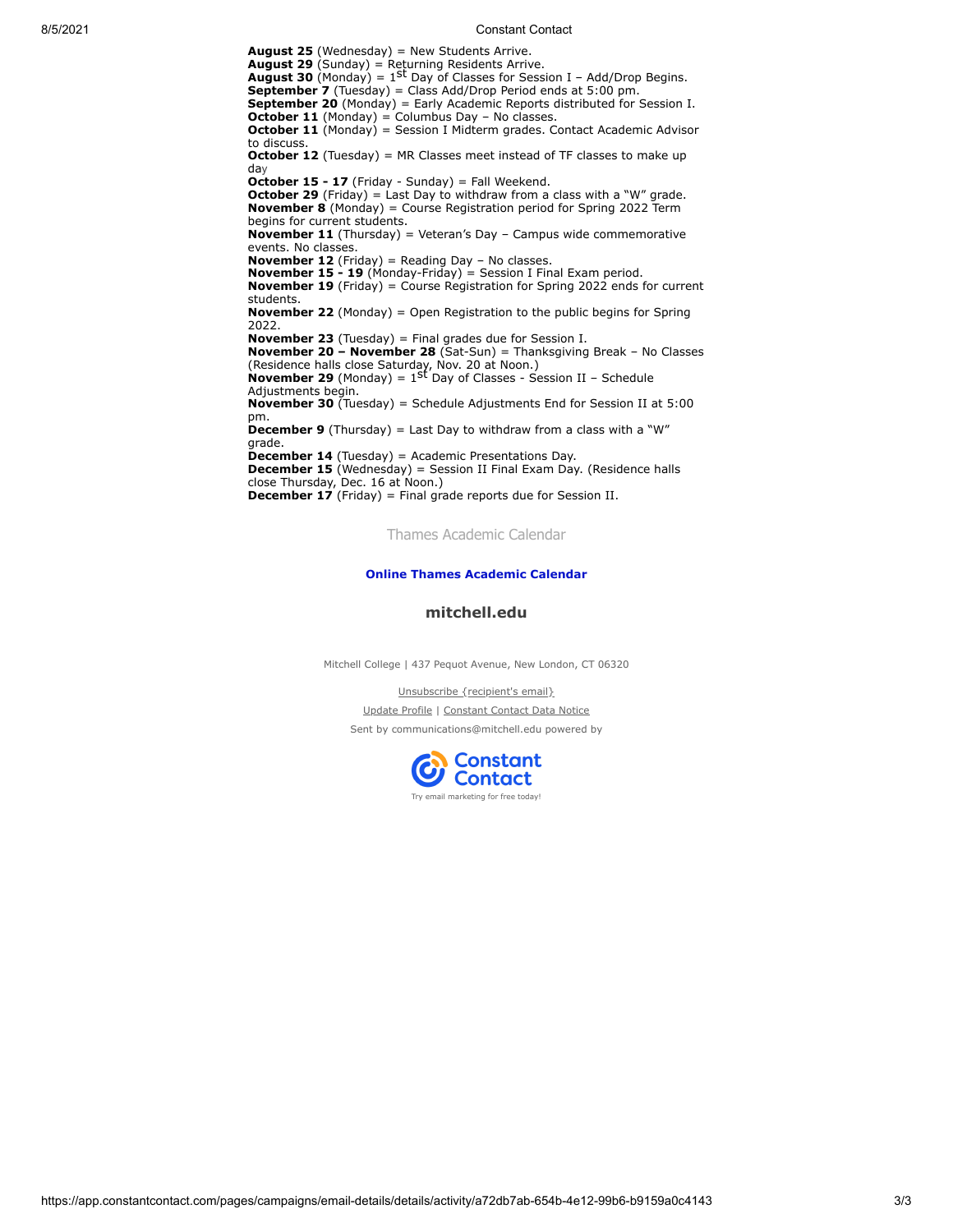**August 25** (Wednesday) = New Students Arrive.
**August 29** (Sunday) = Returning Residents Arrive.
**August 30** (Monday) = 1st Day of Classes for Session I – Add/Drop Begins.
**September 7** (Tuesday) = Class Add/Drop Period ends at 5:00 pm.
**September 20** (Monday) = Early Academic Reports distributed for Session I.
**October 11** (Monday) = Columbus Day – No classes.
**October 11** (Monday) = Session I Midterm grades. Contact Academic Advisor to discuss.
**October 12** (Tuesday) = MR Classes meet instead of TF classes to make up day
**October 15 - 17** (Friday - Sunday) = Fall Weekend.
**October 29** (Friday) = Last Day to withdraw from a class with a "W" grade.
**November 8** (Monday) = Course Registration period for Spring 2022 Term begins for current students.
**November 11** (Thursday) = Veteran's Day – Campus wide commemorative events. No classes.
**November 12** (Friday) = Reading Day – No classes.
**November 15 - 19** (Monday-Friday) = Session I Final Exam period.
**November 19** (Friday) = Course Registration for Spring 2022 ends for current students.
**November 22** (Monday) = Open Registration to the public begins for Spring 2022.
**November 23** (Tuesday) = Final grades due for Session I.
**November 20 – November 28** (Sat-Sun) = Thanksgiving Break – No Classes (Residence halls close Saturday, Nov. 20 at Noon.)
**November 29** (Monday) = 1st Day of Classes - Session II – Schedule Adjustments begin.
**November 30** (Tuesday) = Schedule Adjustments End for Session II at 5:00 pm.
**December 9** (Thursday) = Last Day to withdraw from a class with a "W" grade.
**December 14** (Tuesday) = Academic Presentations Day.
**December 15** (Wednesday) = Session II Final Exam Day. (Residence halls close Thursday, Dec. 16 at Noon.)
**December 17** (Friday) = Final grade reports due for Session II.

Thames Academic Calendar

**Online Thames Academic Calendar**

**mitchell.edu**

Mitchell College | 437 Pequot Avenue, New London, CT 06320

Unsubscribe {recipient's email}

Update Profile | Constant Contact Data Notice

Sent by communications@mitchell.edu powered by

Constant Contact

Try email marketing for free today!